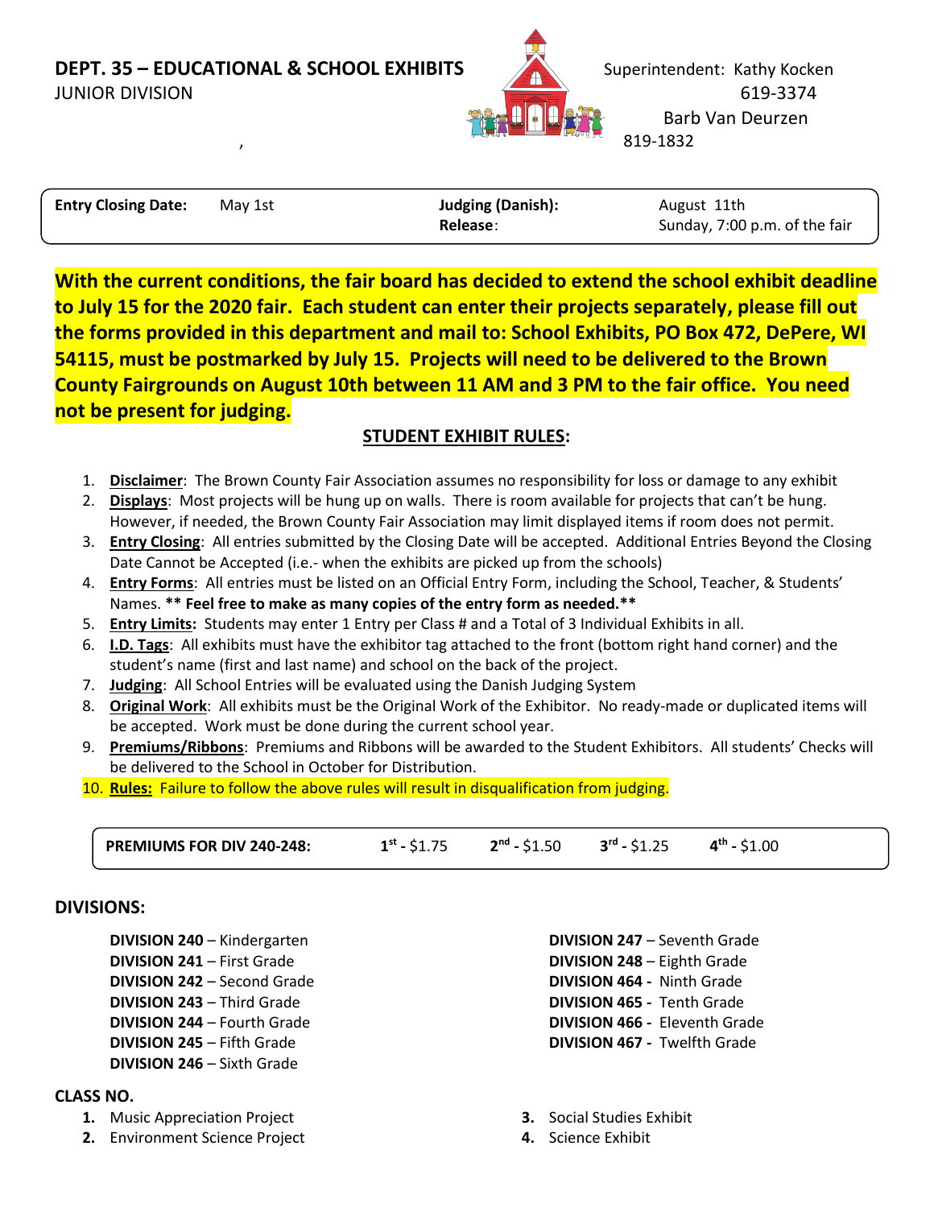## DEPT. 35 – EDUCATIONAL & SCHOOL EXHIBITS

JUNIOR DIVISION

Superintendent: Kathy Kocken
619-3374
Barb Van Deurzen
819-1832

| | | | |
|---|---|---|---|
| **Entry Closing Date:** | May 1st | **Judging (Danish):** | August 11th |
| | | **Release**: | Sunday, 7:00 p.m. of the fair |

**With the current conditions, the fair board has decided to extend the school exhibit deadline to July 15 for the 2020 fair. Each student can enter their projects separately, please fill out the forms provided in this department and mail to: School Exhibits, PO Box 472, DePere, WI 54115, must be postmarked by July 15. Projects will need to be delivered to the Brown County Fairgrounds on August 10th between 11 AM and 3 PM to the fair office. You need not be present for judging.**

### STUDENT EXHIBIT RULES:

1. **Disclaimer**: The Brown County Fair Association assumes no responsibility for loss or damage to any exhibit
2. **Displays**: Most projects will be hung up on walls. There is room available for projects that can't be hung. However, if needed, the Brown County Fair Association may limit displayed items if room does not permit.
3. **Entry Closing**: All entries submitted by the Closing Date will be accepted. Additional Entries Beyond the Closing Date Cannot be Accepted (i.e.- when the exhibits are picked up from the schools)
4. **Entry Forms**: All entries must be listed on an Official Entry Form, including the School, Teacher, & Students' Names. **** Feel free to make as many copies of the entry form as needed.****
5. **Entry Limits:** Students may enter 1 Entry per Class # and a Total of 3 Individual Exhibits in all.
6. **I.D. Tags**: All exhibits must have the exhibitor tag attached to the front (bottom right hand corner) and the student's name (first and last name) and school on the back of the project.
7. **Judging**: All School Entries will be evaluated using the Danish Judging System
8. **Original Work**: All exhibits must be the Original Work of the Exhibitor. No ready-made or duplicated items will be accepted. Work must be done during the current school year.
9. **Premiums/Ribbons**: Premiums and Ribbons will be awarded to the Student Exhibitors. All students' Checks will be delivered to the School in October for Distribution.
10. **Rules:** Failure to follow the above rules will result in disqualification from judging.

| **PREMIUMS FOR DIV 240-248:** | **1st** - $1.75 | **2nd** - $1.50 | **3rd** - $1.25 | **4th** - $1.00 |
|---|---|---|---|---|

### DIVISIONS:

**DIVISION 240** – Kindergarten
**DIVISION 241** – First Grade
**DIVISION 242** – Second Grade
**DIVISION 243** – Third Grade
**DIVISION 244** – Fourth Grade
**DIVISION 245** – Fifth Grade
**DIVISION 246** – Sixth Grade
**DIVISION 247** – Seventh Grade
**DIVISION 248** – Eighth Grade
**DIVISION 464** - Ninth Grade
**DIVISION 465** - Tenth Grade
**DIVISION 466** - Eleventh Grade
**DIVISION 467** - Twelfth Grade

### CLASS NO.

1. Music Appreciation Project
2. Environment Science Project
3. Social Studies Exhibit
4. Science Exhibit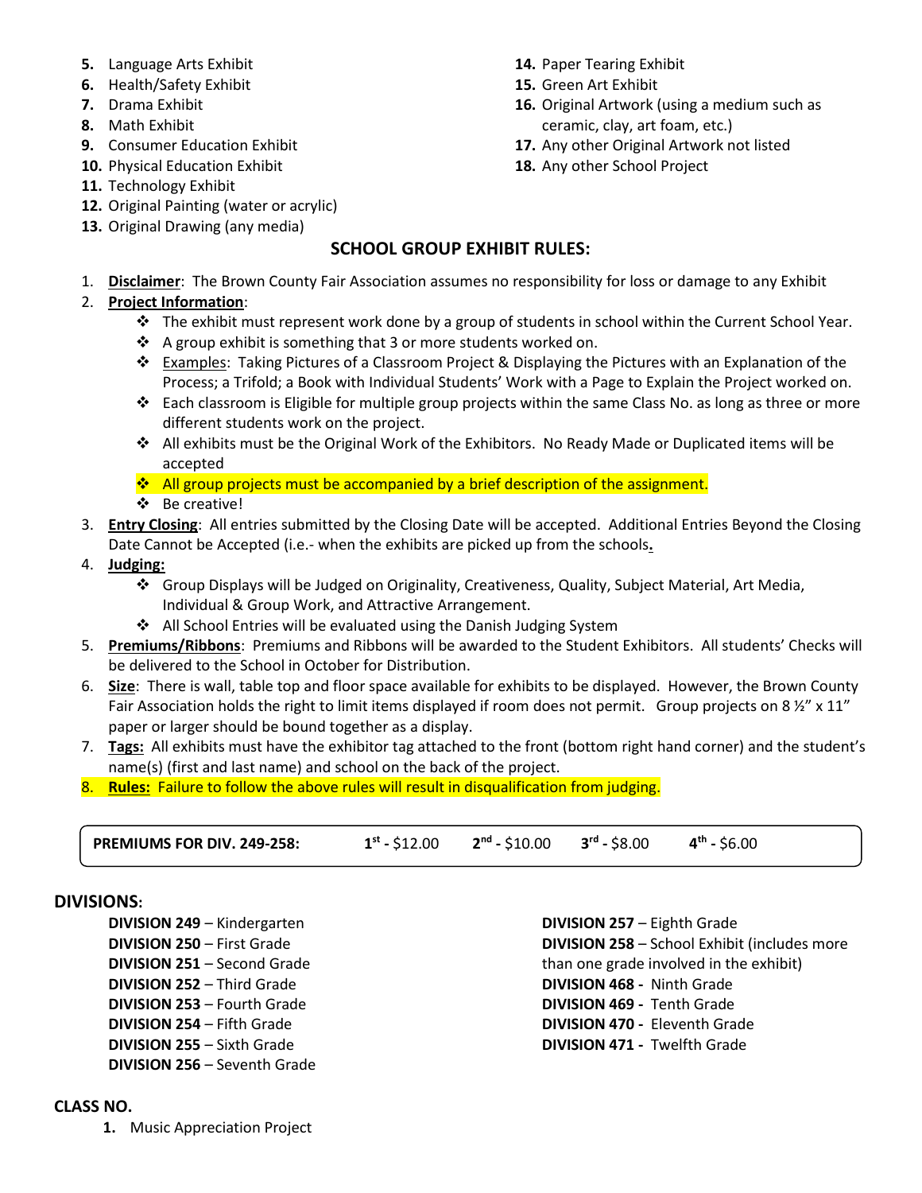5. Language Arts Exhibit
6. Health/Safety Exhibit
7. Drama Exhibit
8. Math Exhibit
9. Consumer Education Exhibit
10. Physical Education Exhibit
11. Technology Exhibit
12. Original Painting (water or acrylic)
13. Original Drawing (any media)
14. Paper Tearing Exhibit
15. Green Art Exhibit
16. Original Artwork (using a medium such as ceramic, clay, art foam, etc.)
17. Any other Original Artwork not listed
18. Any other School Project

## SCHOOL GROUP EXHIBIT RULES:

1. **Disclaimer**: The Brown County Fair Association assumes no responsibility for loss or damage to any Exhibit
2. **Project Information**:
   - The exhibit must represent work done by a group of students in school within the Current School Year.
   - A group exhibit is something that 3 or more students worked on.
   - Examples: Taking Pictures of a Classroom Project & Displaying the Pictures with an Explanation of the Process; a Trifold; a Book with Individual Students' Work with a Page to Explain the Project worked on.
   - Each classroom is Eligible for multiple group projects within the same Class No. as long as three or more different students work on the project.
   - All exhibits must be the Original Work of the Exhibitors. No Ready Made or Duplicated items will be accepted
   - All group projects must be accompanied by a brief description of the assignment.
   - Be creative!
3. **Entry Closing**: All entries submitted by the Closing Date will be accepted. Additional Entries Beyond the Closing Date Cannot be Accepted (i.e.- when the exhibits are picked up from the schools.
4. **Judging:**
   - Group Displays will be Judged on Originality, Creativeness, Quality, Subject Material, Art Media, Individual & Group Work, and Attractive Arrangement.
   - All School Entries will be evaluated using the Danish Judging System
5. **Premiums/Ribbons**: Premiums and Ribbons will be awarded to the Student Exhibitors. All students' Checks will be delivered to the School in October for Distribution.
6. **Size**: There is wall, table top and floor space available for exhibits to be displayed. However, the Brown County Fair Association holds the right to limit items displayed if room does not permit. Group projects on 8 ½" x 11" paper or larger should be bound together as a display.
7. **Tags:** All exhibits must have the exhibitor tag attached to the front (bottom right hand corner) and the student's name(s) (first and last name) and school on the back of the project.
8. **Rules:** Failure to follow the above rules will result in disqualification from judging.

| **PREMIUMS FOR DIV. 249-258:** | **1st** - $12.00 | **2nd** - $10.00 | **3rd** - $8.00 | **4th** - $6.00 |
|---|---|---|---|---|

## DIVISIONS:

**DIVISION 249** – Kindergarten
**DIVISION 250** – First Grade
**DIVISION 251** – Second Grade
**DIVISION 252** – Third Grade
**DIVISION 253** – Fourth Grade
**DIVISION 254** – Fifth Grade
**DIVISION 255** – Sixth Grade
**DIVISION 256** – Seventh Grade
**DIVISION 257** – Eighth Grade
**DIVISION 258** – School Exhibit (includes more than one grade involved in the exhibit)
**DIVISION 468 -** Ninth Grade
**DIVISION 469 -** Tenth Grade
**DIVISION 470 -** Eleventh Grade
**DIVISION 471 -** Twelfth Grade

## CLASS NO.

1. Music Appreciation Project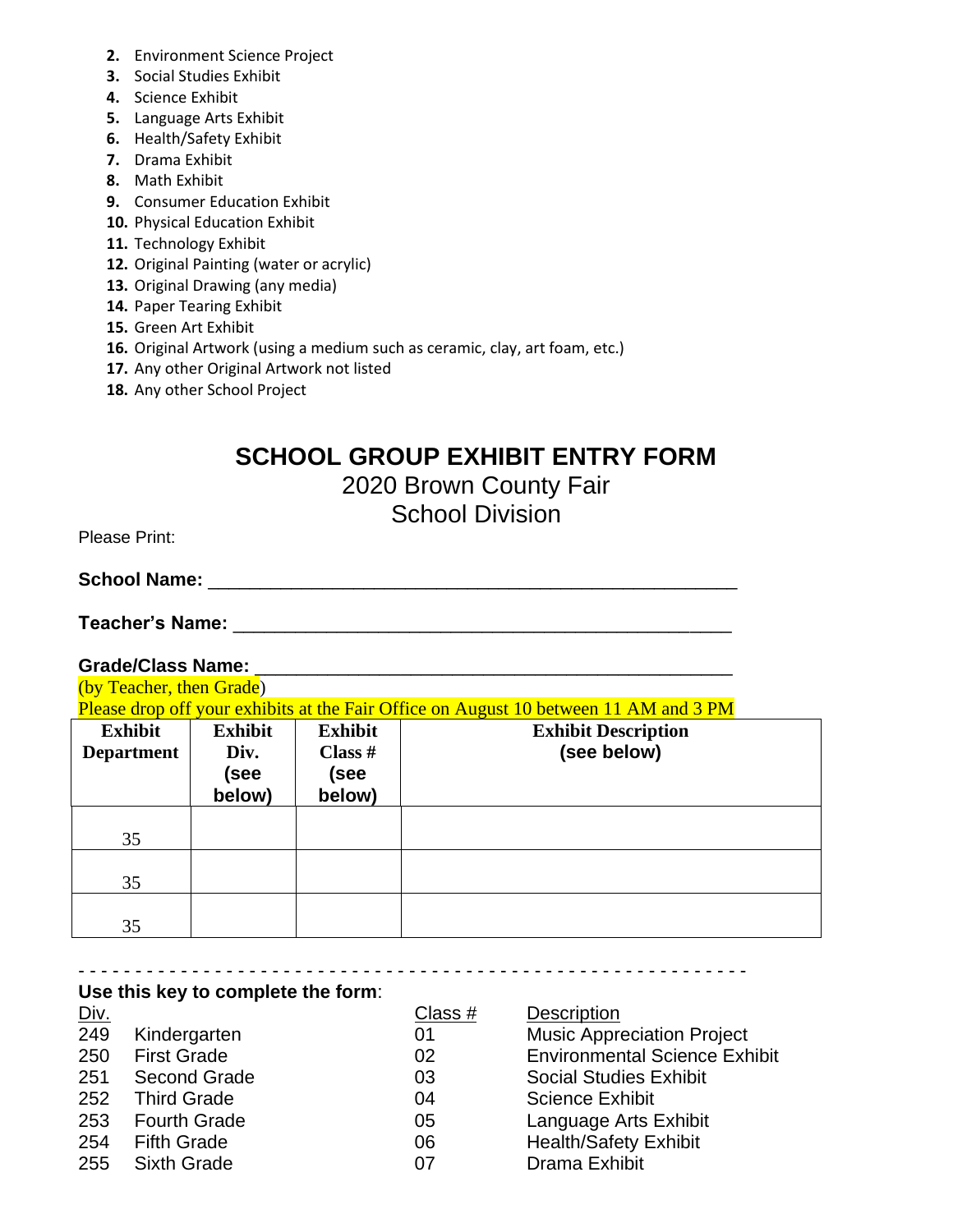2. Environment Science Project
3. Social Studies Exhibit
4. Science Exhibit
5. Language Arts Exhibit
6. Health/Safety Exhibit
7. Drama Exhibit
8. Math Exhibit
9. Consumer Education Exhibit
10. Physical Education Exhibit
11. Technology Exhibit
12. Original Painting (water or acrylic)
13. Original Drawing (any media)
14. Paper Tearing Exhibit
15. Green Art Exhibit
16. Original Artwork (using a medium such as ceramic, clay, art foam, etc.)
17. Any other Original Artwork not listed
18. Any other School Project

# SCHOOL GROUP EXHIBIT ENTRY FORM

## 2020 Brown County Fair
## School Division

Please Print:

**School Name:** ______________________________________________

**Teacher's Name:** ___________________________________________

**Grade/Class Name:** _________________________________________
(by Teacher, then Grade)

Please drop off your exhibits at the Fair Office on August 10 between 11 AM and 3 PM

| Exhibit Department | Exhibit Div. (see below) | Exhibit Class # (see below) | Exhibit Description (see below) |
|---|---|---|---|
| 35 | | | |
| 35 | | | |
| 35 | | | |

- - - - - - - - - - - - - - - - - - - - - - - - - - - - - - - - - - - - - - - - - - - - - - - - - - - - - - - - - -

**Use this key to complete the form**:

| Div. | | Class # | Description |
|---|---|---|---|
| 249 | Kindergarten | 01 | Music Appreciation Project |
| 250 | First Grade | 02 | Environmental Science Exhibit |
| 251 | Second Grade | 03 | Social Studies Exhibit |
| 252 | Third Grade | 04 | Science Exhibit |
| 253 | Fourth Grade | 05 | Language Arts Exhibit |
| 254 | Fifth Grade | 06 | Health/Safety Exhibit |
| 255 | Sixth Grade | 07 | Drama Exhibit |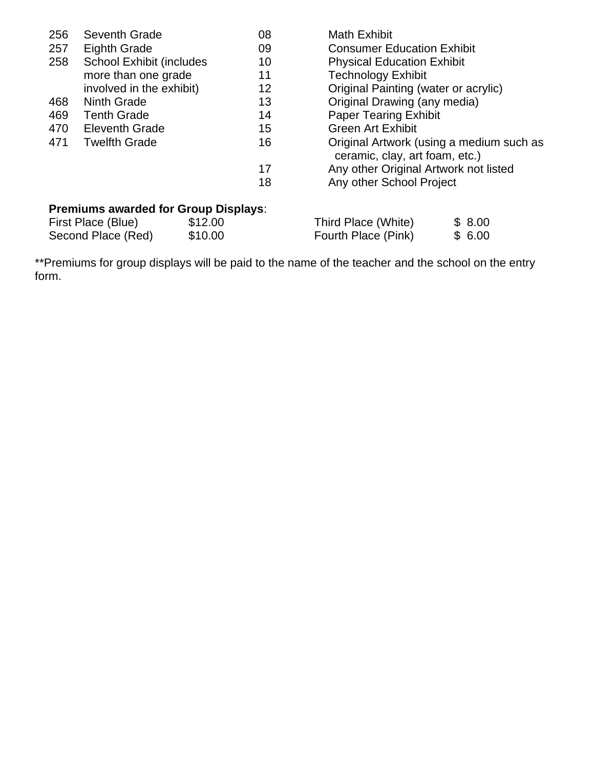| | | | |
|---|---|---|---|
| 256 | Seventh Grade | 08 | Math Exhibit |
| 257 | Eighth Grade | 09 | Consumer Education Exhibit |
| 258 | School Exhibit (includes more than one grade involved in the exhibit) | 10 | Physical Education Exhibit |
| | | 11 | Technology Exhibit |
| | | 12 | Original Painting (water or acrylic) |
| 468 | Ninth Grade | 13 | Original Drawing (any media) |
| 469 | Tenth Grade | 14 | Paper Tearing Exhibit |
| 470 | Eleventh Grade | 15 | Green Art Exhibit |
| 471 | Twelfth Grade | 16 | Original Artwork (using a medium such as ceramic, clay, art foam, etc.) |
| | | 17 | Any other Original Artwork not listed |
| | | 18 | Any other School Project |

**Premiums awarded for Group Displays**:

| | | | |
|---|---|---|---|
| First Place (Blue) | $12.00 | Third Place (White) | $ 8.00 |
| Second Place (Red) | $10.00 | Fourth Place (Pink) | $ 6.00 |

**Premiums for group displays will be paid to the name of the teacher and the school on the entry form.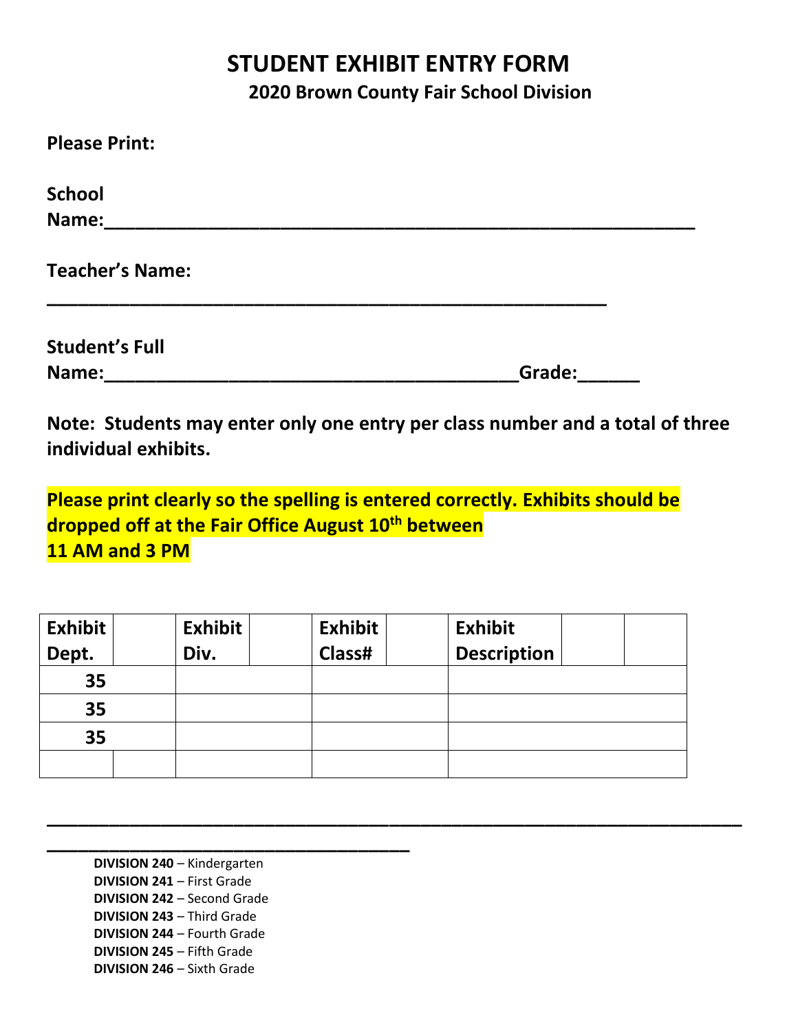# STUDENT EXHIBIT ENTRY FORM

## 2020 Brown County Fair School Division

**Please Print:**

**School Name:**_______________________________________________________

**Teacher's Name:**

_______________________________________________________

**Student's Full Name:**_________________________________________**Grade:**______

**Note: Students may enter only one entry per class number and a total of three individual exhibits.**

**Please print clearly so the spelling is entered correctly. Exhibits should be dropped off at the Fair Office August 10th between 11 AM and 3 PM**

| Exhibit Dept. | Exhibit Div. | Exhibit Class# | Exhibit Description |
|---|---|---|---|
| 35 | | | |
| 35 | | | |
| 35 | | | |
| | | | |

_______________________________________________________________________

_______________________________________

**DIVISION 240** – Kindergarten
**DIVISION 241** – First Grade
**DIVISION 242** – Second Grade
**DIVISION 243** – Third Grade
**DIVISION 244** – Fourth Grade
**DIVISION 245** – Fifth Grade
**DIVISION 246** – Sixth Grade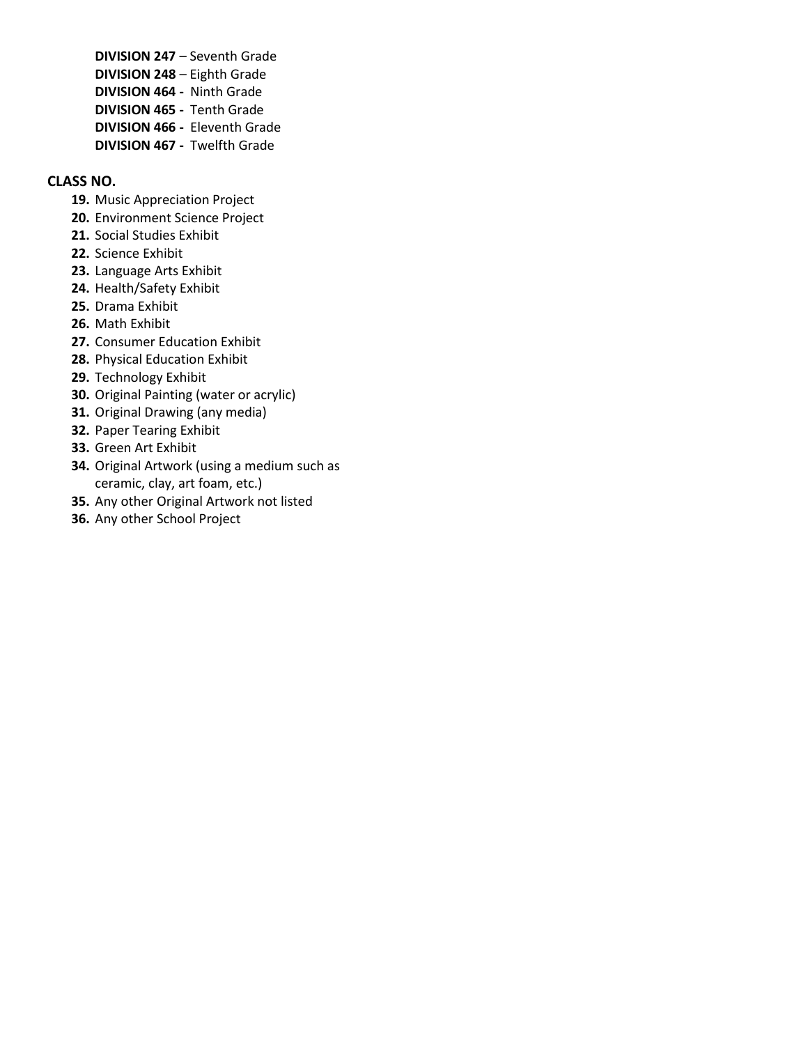**DIVISION 247** – Seventh Grade
**DIVISION 248** – Eighth Grade
**DIVISION 464 -** Ninth Grade
**DIVISION 465 -** Tenth Grade
**DIVISION 466 -** Eleventh Grade
**DIVISION 467 -** Twelfth Grade

**CLASS NO.**

**19.** Music Appreciation Project
**20.** Environment Science Project
**21.** Social Studies Exhibit
**22.** Science Exhibit
**23.** Language Arts Exhibit
**24.** Health/Safety Exhibit
**25.** Drama Exhibit
**26.** Math Exhibit
**27.** Consumer Education Exhibit
**28.** Physical Education Exhibit
**29.** Technology Exhibit
**30.** Original Painting (water or acrylic)
**31.** Original Drawing (any media)
**32.** Paper Tearing Exhibit
**33.** Green Art Exhibit
**34.** Original Artwork (using a medium such as ceramic, clay, art foam, etc.)
**35.** Any other Original Artwork not listed
**36.** Any other School Project